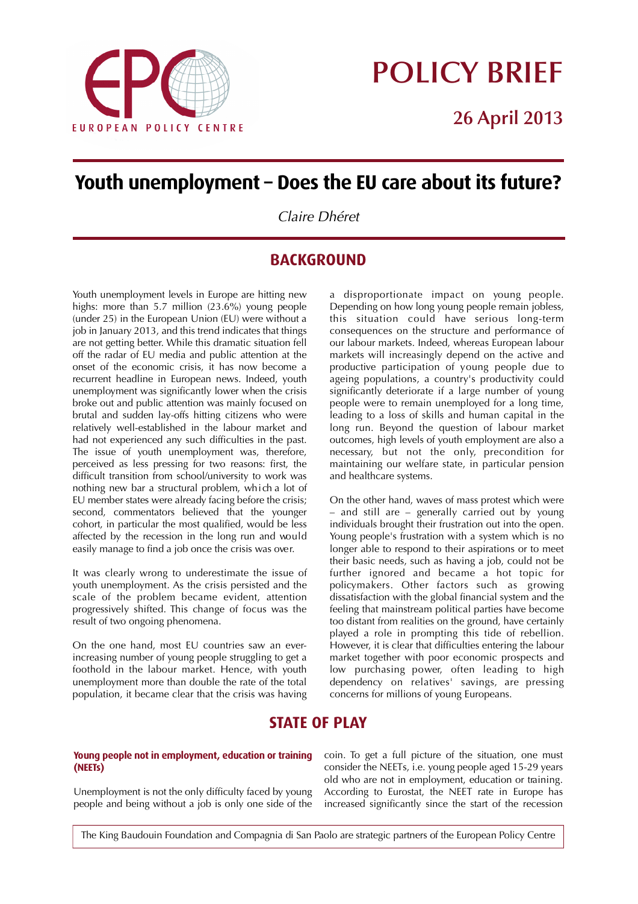EUROPEAN POLICY CENTRE

# POLICY BRIEF

**26 April 2013**

# Youth unemployment – Does the EU care about its future?

*Claire Dhéret*

## BACKGROUND

Youth unemployment levels in Europe are hitting new highs: more than 5.7 million (23.6%) young people (under 25) in the European Union (EU) were without a job in January 2013, and this trend indicates that things are not getting better. While this dramatic situation fell off the radar of EU media and public attention at the onset of the economic crisis, it has now become a recurrent headline in European news. Indeed, youth unemployment was significantly lower when the crisis broke out and public attention was mainly focused on brutal and sudden lay-offs hitting citizens who were relatively well-established in the labour market and had not experienced any such difficulties in the past. The issue of youth unemployment was, therefore, perceived as less pressing for two reasons: first, the difficult transition from school/university to work was nothing new bar a structural problem, which a lot of EU member states were already facing before the crisis; second, commentators believed that the younger cohort, in particular the most qualified, would be less affected by the recession in the long run and would easily manage to find a job once the crisis was over.

It was clearly wrong to underestimate the issue of youth unemployment. As the crisis persisted and the scale of the problem became evident, attention progressively shifted. This change of focus was the result of two ongoing phenomena.

On the one hand, most EU countries saw an ever-increasing number of young people struggling to get a foothold in the labour market. Hence, with youth unemployment more than double the rate of the total population, it became clear that the crisis was having a disproportionate impact on young people. Depending on how long young people remain jobless, this situation could have serious long-term consequences on the structure and performance of our labour markets. Indeed, whereas European labour markets will increasingly depend on the active and productive participation of young people due to ageing populations, a country's productivity could significantly deteriorate if a large number of young people were to remain unemployed for a long time, leading to a loss of skills and human capital in the long run. Beyond the question of labour market outcomes, high levels of youth employment are also a necessary, but not the only, precondition for maintaining our welfare state, in particular pension and healthcare systems.

On the other hand, waves of mass protest which were – and still are – generally carried out by young individuals brought their frustration out into the open. Young people's frustration with a system which is no longer able to respond to their aspirations or to meet their basic needs, such as having a job, could not be further ignored and became a hot topic for policymakers. Other factors such as growing dissatisfaction with the global financial system and the feeling that mainstream political parties have become too distant from realities on the ground, have certainly played a role in prompting this tide of rebellion. However, it is clear that difficulties entering the labour market together with poor economic prospects and low purchasing power, often leading to high dependency on relatives' savings, are pressing concerns for millions of young Europeans.

## STATE OF PLAY

### Young people not in employment, education or training (NEETs)

Unemployment is not the only difficulty faced by young people and being without a job is only one side of the coin. To get a full picture of the situation, one must consider the NEETs, i.e. young people aged 15-29 years old who are not in employment, education or training. According to Eurostat, the NEET rate in Europe has increased significantly since the start of the recession

The King Baudouin Foundation and Compagnia di San Paolo are strategic partners of the European Policy Centre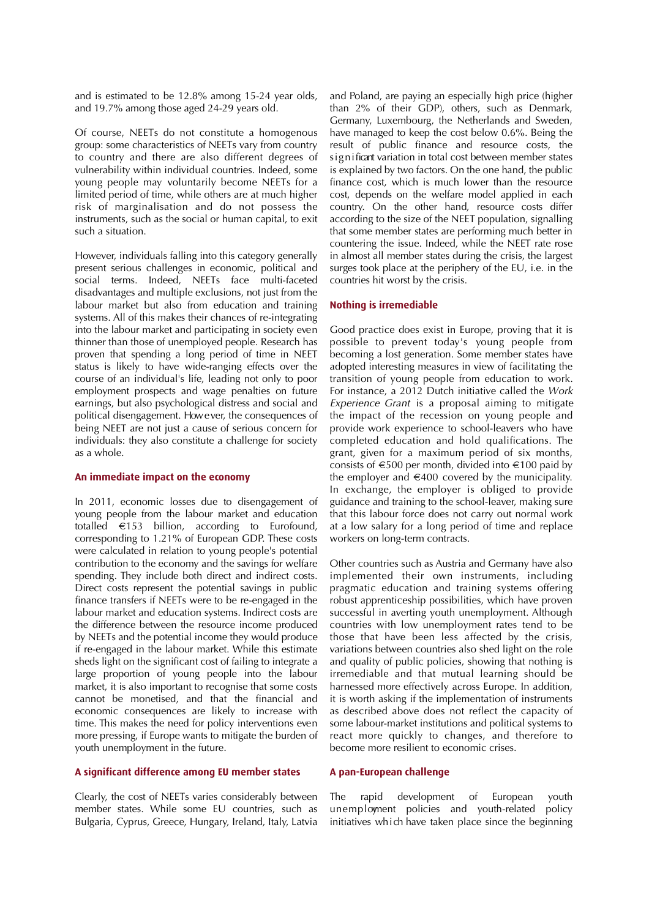and is estimated to be 12.8% among 15-24 year olds, and 19.7% among those aged 24-29 years old.

Of course, NEETs do not constitute a homogenous group: some characteristics of NEETs vary from country to country and there are also different degrees of vulnerability within individual countries. Indeed, some young people may voluntarily become NEETs for a limited period of time, while others are at much higher risk of marginalisation and do not possess the instruments, such as the social or human capital, to exit such a situation.

However, individuals falling into this category generally present serious challenges in economic, political and social terms. Indeed, NEETs face multi-faceted disadvantages and multiple exclusions, not just from the labour market but also from education and training systems. All of this makes their chances of re-integrating into the labour market and participating in society even thinner than those of unemployed people. Research has proven that spending a long period of time in NEET status is likely to have wide-ranging effects over the course of an individual's life, leading not only to poor employment prospects and wage penalties on future earnings, but also psychological distress and social and political disengagement. However, the consequences of being NEET are not just a cause of serious concern for individuals: they also constitute a challenge for society as a whole.

## An immediate impact on the economy

In 2011, economic losses due to disengagement of young people from the labour market and education totalled €153 billion, according to Eurofound, corresponding to 1.21% of European GDP. These costs were calculated in relation to young people's potential contribution to the economy and the savings for welfare spending. They include both direct and indirect costs. Direct costs represent the potential savings in public finance transfers if NEETs were to be re-engaged in the labour market and education systems. Indirect costs are the difference between the resource income produced by NEETs and the potential income they would produce if re-engaged in the labour market. While this estimate sheds light on the significant cost of failing to integrate a large proportion of young people into the labour market, it is also important to recognise that some costs cannot be monetised, and that the financial and economic consequences are likely to increase with time. This makes the need for policy interventions even more pressing, if Europe wants to mitigate the burden of youth unemployment in the future.

## A significant difference among EU member states

Clearly, the cost of NEETs varies considerably between member states. While some EU countries, such as Bulgaria, Cyprus, Greece, Hungary, Ireland, Italy, Latvia and Poland, are paying an especially high price (higher than 2% of their GDP), others, such as Denmark, Germany, Luxembourg, the Netherlands and Sweden, have managed to keep the cost below 0.6%. Being the result of public finance and resource costs, the significant variation in total cost between member states is explained by two factors. On the one hand, the public finance cost, which is much lower than the resource cost, depends on the welfare model applied in each country. On the other hand, resource costs differ according to the size of the NEET population, signalling that some member states are performing much better in countering the issue. Indeed, while the NEET rate rose in almost all member states during the crisis, the largest surges took place at the periphery of the EU, i.e. in the countries hit worst by the crisis.

## Nothing is irremediable

Good practice does exist in Europe, proving that it is possible to prevent today's young people from becoming a lost generation. Some member states have adopted interesting measures in view of facilitating the transition of young people from education to work. For instance, a 2012 Dutch initiative called the *Work Experience Grant* is a proposal aiming to mitigate the impact of the recession on young people and provide work experience to school-leavers who have completed education and hold qualifications. The grant, given for a maximum period of six months, consists of €500 per month, divided into €100 paid by the employer and €400 covered by the municipality. In exchange, the employer is obliged to provide guidance and training to the school-leaver, making sure that this labour force does not carry out normal work at a low salary for a long period of time and replace workers on long-term contracts.

Other countries such as Austria and Germany have also implemented their own instruments, including pragmatic education and training systems offering robust apprenticeship possibilities, which have proven successful in averting youth unemployment. Although countries with low unemployment rates tend to be those that have been less affected by the crisis, variations between countries also shed light on the role and quality of public policies, showing that nothing is irremediable and that mutual learning should be harnessed more effectively across Europe. In addition, it is worth asking if the implementation of instruments as described above does not reflect the capacity of some labour-market institutions and political systems to react more quickly to changes, and therefore to become more resilient to economic crises.

## A pan-European challenge

The rapid development of European youth unemployment policies and youth-related policy initiatives which have taken place since the beginning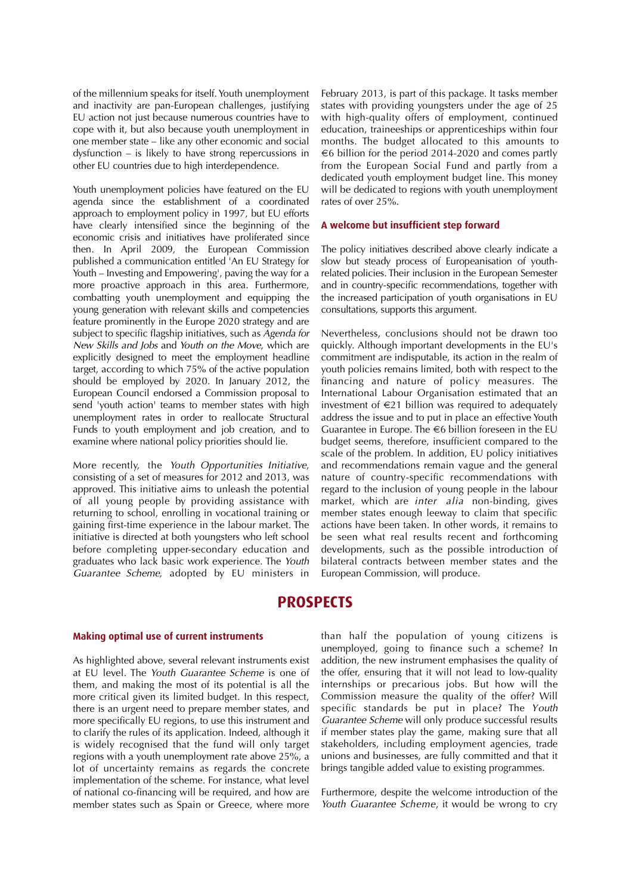of the millennium speaks for itself. Youth unemployment and inactivity are pan-European challenges, justifying EU action not just because numerous countries have to cope with it, but also because youth unemployment in one member state – like any other economic and social dysfunction – is likely to have strong repercussions in other EU countries due to high interdependence.

Youth unemployment policies have featured on the EU agenda since the establishment of a coordinated approach to employment policy in 1997, but EU efforts have clearly intensified since the beginning of the economic crisis and initiatives have proliferated since then. In April 2009, the European Commission published a communication entitled 'An EU Strategy for Youth – Investing and Empowering', paving the way for a more proactive approach in this area. Furthermore, combatting youth unemployment and equipping the young generation with relevant skills and competencies feature prominently in the Europe 2020 strategy and are subject to specific flagship initiatives, such as *Agenda for New Skills and Jobs* and *Youth on the Move*, which are explicitly designed to meet the employment headline target, according to which 75% of the active population should be employed by 2020. In January 2012, the European Council endorsed a Commission proposal to send 'youth action' teams to member states with high unemployment rates in order to reallocate Structural Funds to youth employment and job creation, and to examine where national policy priorities should lie.

More recently, the *Youth Opportunities Initiative*, consisting of a set of measures for 2012 and 2013, was approved. This initiative aims to unleash the potential of all young people by providing assistance with returning to school, enrolling in vocational training or gaining first-time experience in the labour market. The initiative is directed at both youngsters who left school before completing upper-secondary education and graduates who lack basic work experience. The *Youth Guarantee Scheme*, adopted by EU ministers in February 2013, is part of this package. It tasks member states with providing youngsters under the age of 25 with high-quality offers of employment, continued education, traineeships or apprenticeships within four months. The budget allocated to this amounts to €6 billion for the period 2014-2020 and comes partly from the European Social Fund and partly from a dedicated youth employment budget line. This money will be dedicated to regions with youth unemployment rates of over 25%.

### A welcome but insufficient step forward

The policy initiatives described above clearly indicate a slow but steady process of Europeanisation of youth-related policies. Their inclusion in the European Semester and in country-specific recommendations, together with the increased participation of youth organisations in EU consultations, supports this argument.

Nevertheless, conclusions should not be drawn too quickly. Although important developments in the EU's commitment are indisputable, its action in the realm of youth policies remains limited, both with respect to the financing and nature of policy measures. The International Labour Organisation estimated that an investment of €21 billion was required to adequately address the issue and to put in place an effective Youth Guarantee in Europe. The €6 billion foreseen in the EU budget seems, therefore, insufficient compared to the scale of the problem. In addition, EU policy initiatives and recommendations remain vague and the general nature of country-specific recommendations with regard to the inclusion of young people in the labour market, which are *inter alia* non-binding, gives member states enough leeway to claim that specific actions have been taken. In other words, it remains to be seen what real results recent and forthcoming developments, such as the possible introduction of bilateral contracts between member states and the European Commission, will produce.

## PROSPECTS

### Making optimal use of current instruments

As highlighted above, several relevant instruments exist at EU level. The *Youth Guarantee Scheme* is one of them, and making the most of its potential is all the more critical given its limited budget. In this respect, there is an urgent need to prepare member states, and more specifically EU regions, to use this instrument and to clarify the rules of its application. Indeed, although it is widely recognised that the fund will only target regions with a youth unemployment rate above 25%, a lot of uncertainty remains as regards the concrete implementation of the scheme. For instance, what level of national co-financing will be required, and how are member states such as Spain or Greece, where more than half the population of young citizens is unemployed, going to finance such a scheme? In addition, the new instrument emphasises the quality of the offer, ensuring that it will not lead to low-quality internships or precarious jobs. But how will the Commission measure the quality of the offer? Will specific standards be put in place? The *Youth Guarantee Scheme* will only produce successful results if member states play the game, making sure that all stakeholders, including employment agencies, trade unions and businesses, are fully committed and that it brings tangible added value to existing programmes.

Furthermore, despite the welcome introduction of the *Youth Guarantee Scheme*, it would be wrong to cry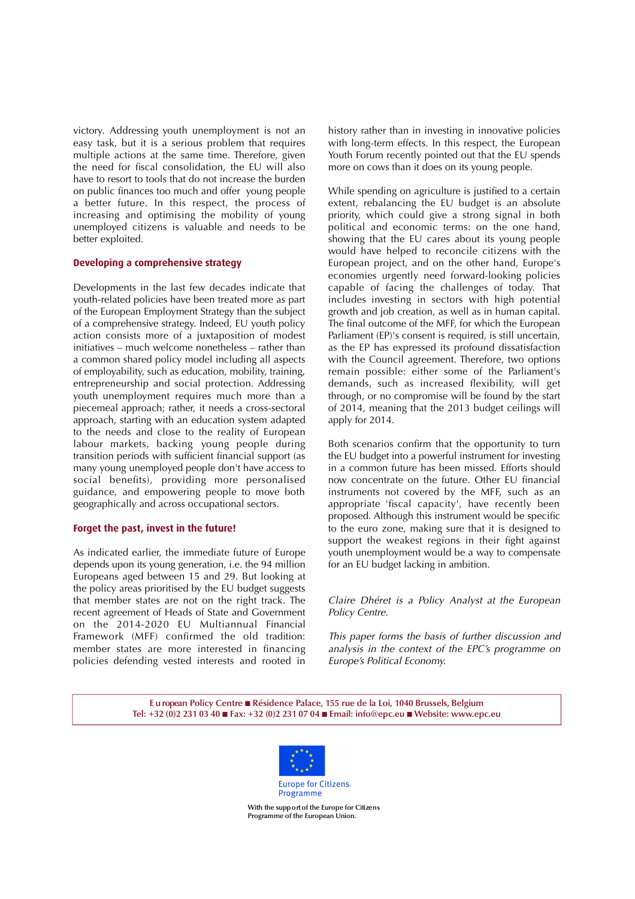victory. Addressing youth unemployment is not an easy task, but it is a serious problem that requires multiple actions at the same time. Therefore, given the need for fiscal consolidation, the EU will also have to resort to tools that do not increase the burden on public finances too much and offer young people a better future. In this respect, the process of increasing and optimising the mobility of young unemployed citizens is valuable and needs to be better exploited.

## Developing a comprehensive strategy

Developments in the last few decades indicate that youth-related policies have been treated more as part of the European Employment Strategy than the subject of a comprehensive strategy. Indeed, EU youth policy action consists more of a juxtaposition of modest initiatives – much welcome nonetheless – rather than a common shared policy model including all aspects of employability, such as education, mobility, training, entrepreneurship and social protection. Addressing youth unemployment requires much more than a piecemeal approach; rather, it needs a cross-sectoral approach, starting with an education system adapted to the needs and close to the reality of European labour markets, backing young people during transition periods with sufficient financial support (as many young unemployed people don't have access to social benefits), providing more personalised guidance, and empowering people to move both geographically and across occupational sectors.

## Forget the past, invest in the future!

As indicated earlier, the immediate future of Europe depends upon its young generation, i.e. the 94 million Europeans aged between 15 and 29. But looking at the policy areas prioritised by the EU budget suggests that member states are not on the right track. The recent agreement of Heads of State and Government on the 2014-2020 EU Multiannual Financial Framework (MFF) confirmed the old tradition: member states are more interested in financing policies defending vested interests and rooted in history rather than in investing in innovative policies with long-term effects. In this respect, the European Youth Forum recently pointed out that the EU spends more on cows than it does on its young people.

While spending on agriculture is justified to a certain extent, rebalancing the EU budget is an absolute priority, which could give a strong signal in both political and economic terms: on the one hand, showing that the EU cares about its young people would have helped to reconcile citizens with the European project, and on the other hand, Europe's economies urgently need forward-looking policies capable of facing the challenges of today. That includes investing in sectors with high potential growth and job creation, as well as in human capital. The final outcome of the MFF, for which the European Parliament (EP)'s consent is required, is still uncertain, as the EP has expressed its profound dissatisfaction with the Council agreement. Therefore, two options remain possible: either some of the Parliament's demands, such as increased flexibility, will get through, or no compromise will be found by the start of 2014, meaning that the 2013 budget ceilings will apply for 2014.

Both scenarios confirm that the opportunity to turn the EU budget into a powerful instrument for investing in a common future has been missed. Efforts should now concentrate on the future. Other EU financial instruments not covered by the MFF, such as an appropriate 'fiscal capacity', have recently been proposed. Although this instrument would be specific to the euro zone, making sure that it is designed to support the weakest regions in their fight against youth unemployment would be a way to compensate for an EU budget lacking in ambition.

*Claire Dhéret is a Policy Analyst at the European Policy Centre.*

*This paper forms the basis of further discussion and analysis in the context of the EPC's programme on Europe's Political Economy.*

European Policy Centre ■ Résidence Palace, 155 rue de la Loi, 1040 Brussels, Belgium
Tel: +32 (0)2 231 03 40 ■ Fax: +32 (0)2 231 07 04 ■ Email: info@epc.eu ■ Website: www.epc.eu

Europe for Citizens Programme

With the support of the Europe for Citizens Programme of the European Union.